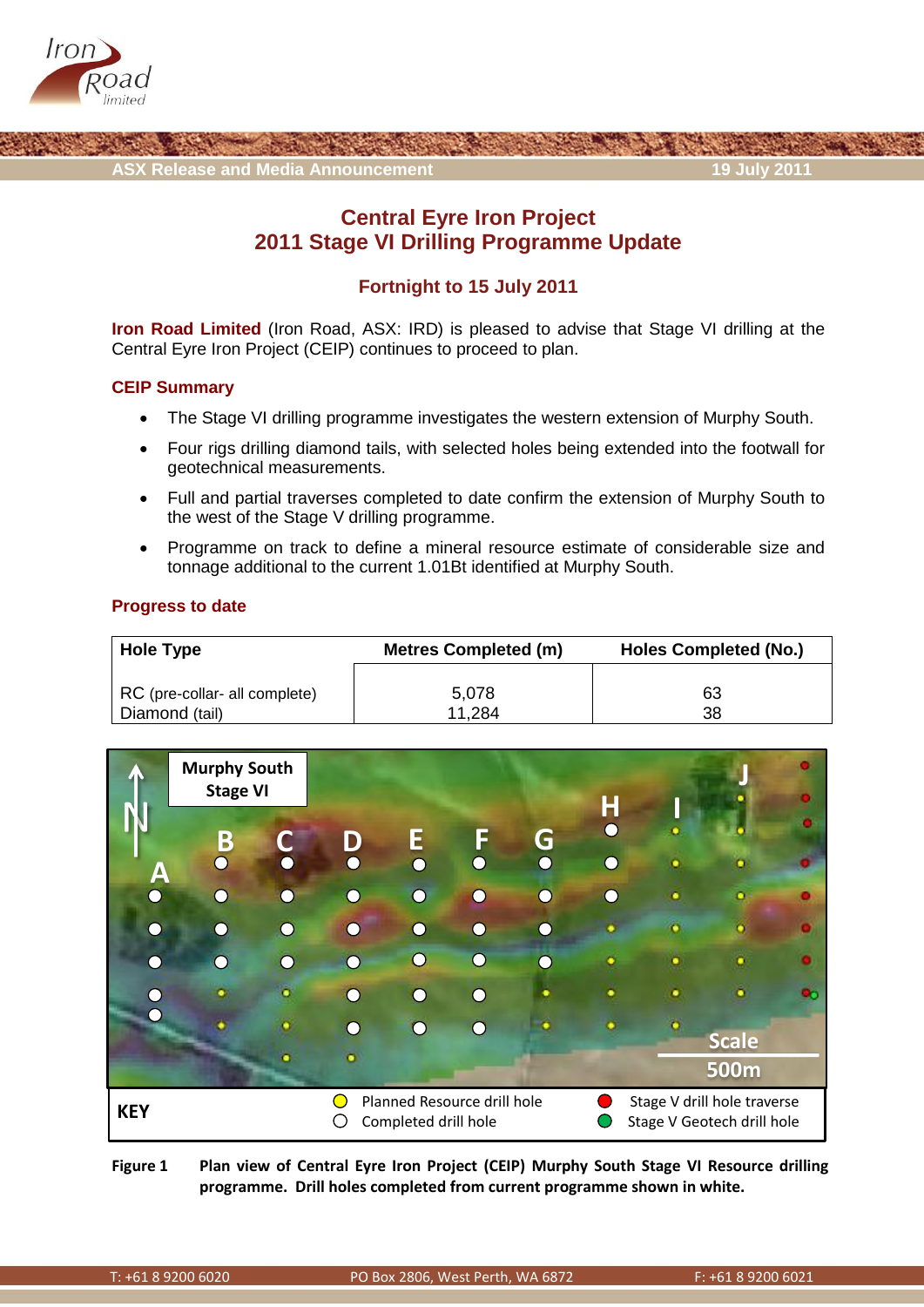ASX Release and Media Announcement — 19 July 2011

# Central Eyre Iron Project
# 2011 Stage VI Drilling Programme Update

## Fortnight to 15 July 2011

**Iron Road Limited** (Iron Road, ASX: IRD) is pleased to advise that Stage VI drilling at the Central Eyre Iron Project (CEIP) continues to proceed to plan.

### CEIP Summary

- The Stage VI drilling programme investigates the western extension of Murphy South.
- Four rigs drilling diamond tails, with selected holes being extended into the footwall for geotechnical measurements.
- Full and partial traverses completed to date confirm the extension of Murphy South to the west of the Stage V drilling programme.
- Programme on track to define a mineral resource estimate of considerable size and tonnage additional to the current 1.01Bt identified at Murphy South.

### Progress to date

| Hole Type | Metres Completed (m) | Holes Completed (No.) |
|---|---|---|
| RC (pre-collar- all complete) | 5,078 | 63 |
| Diamond (tail) | 11,284 | 38 |

**Figure 1** **Plan view of Central Eyre Iron Project (CEIP) Murphy South Stage VI Resource drilling programme. Drill holes completed from current programme shown in white.**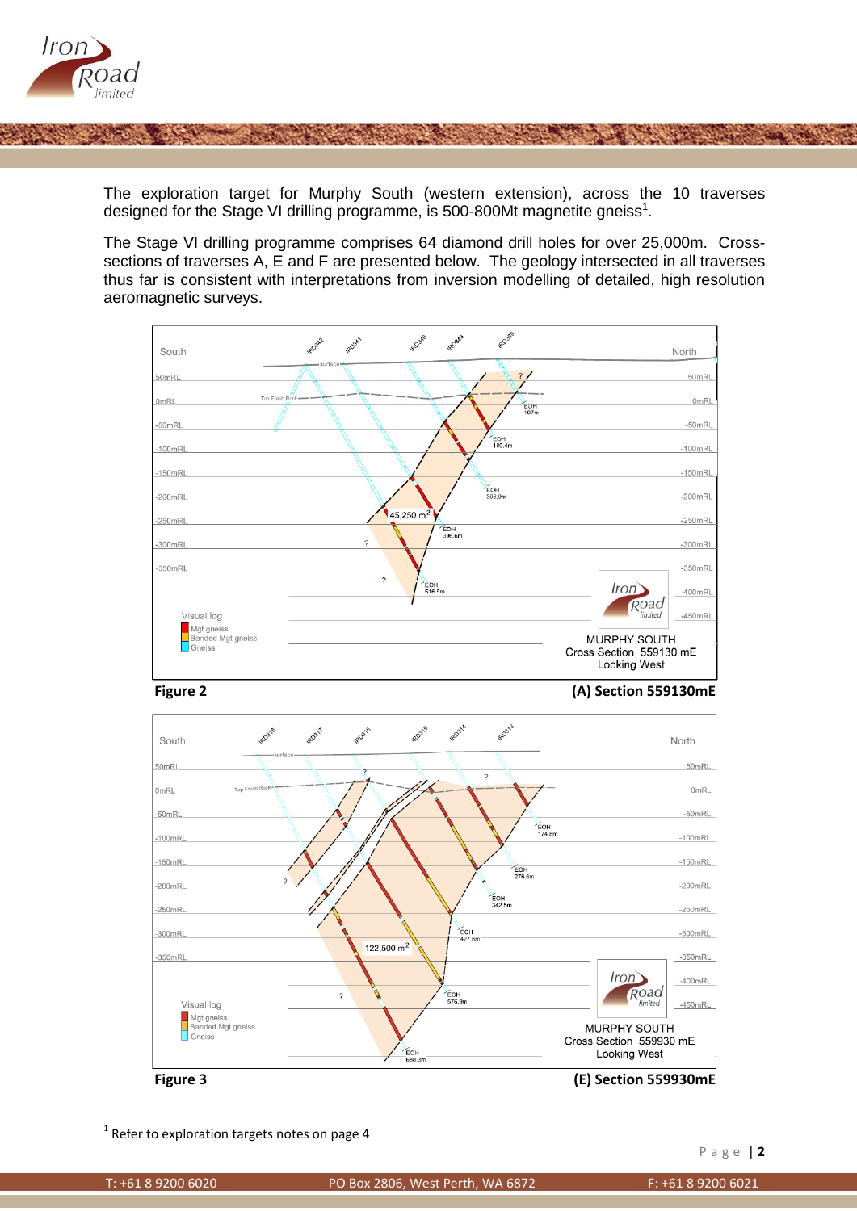The exploration target for Murphy South (western extension), across the 10 traverses designed for the Stage VI drilling programme, is 500-800Mt magnetite gneiss[1].

The Stage VI drilling programme comprises 64 diamond drill holes for over 25,000m. Cross-sections of traverses A, E and F are presented below. The geology intersected in all traverses thus far is consistent with interpretations from inversion modelling of detailed, high resolution aeromagnetic surveys.

**Figure 2** **(A) Section 559130mE**

**Figure 3** **(E) Section 559930mE**

[1] Refer to exploration targets notes on page 4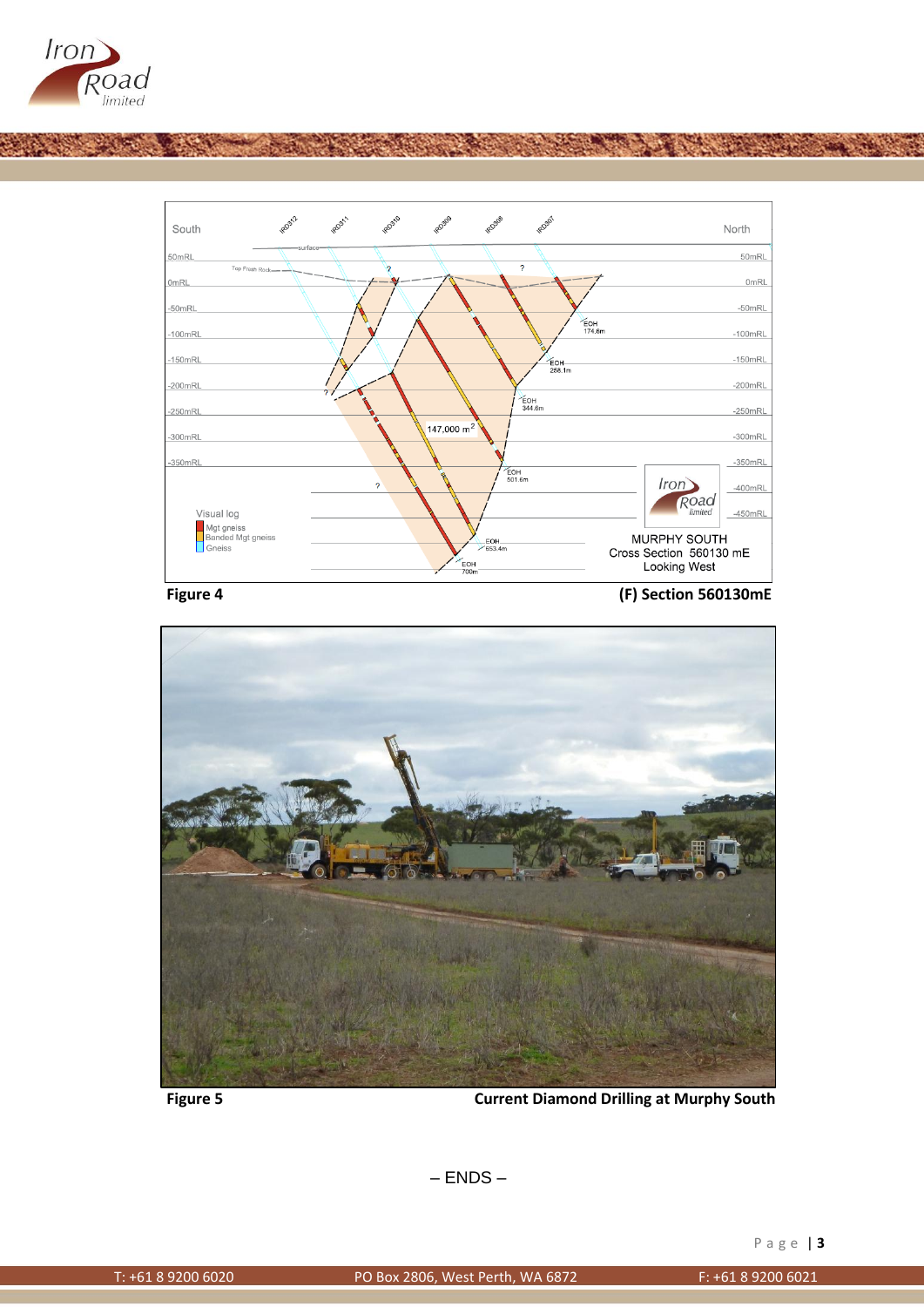Figure 4 (F) Section 560130mE

Figure 5 Current Diamond Drilling at Murphy South

– ENDS –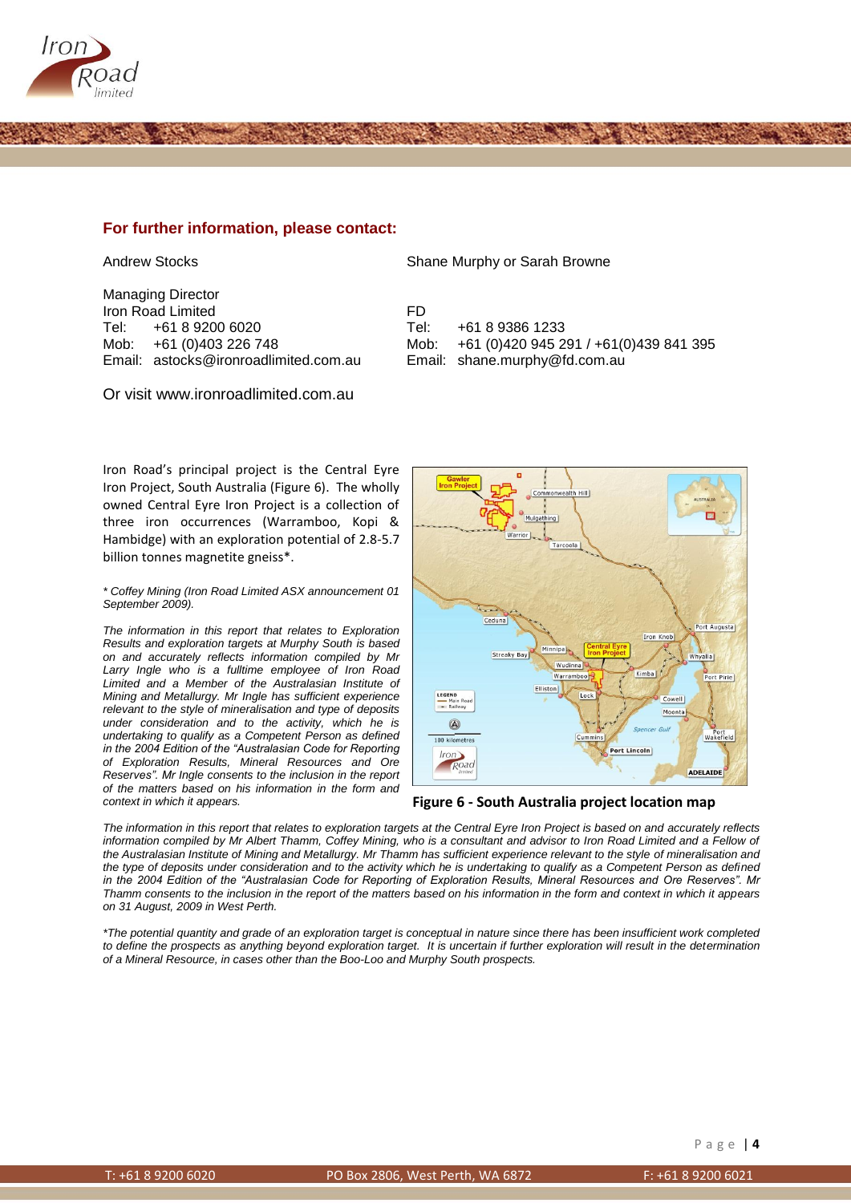**For further information, please contact:**

Andrew Stocks

Managing Director
Iron Road Limited
Tel: +61 8 9200 6020
Mob: +61 (0)403 226 748
Email: astocks@ironroadlimited.com.au

Shane Murphy or Sarah Browne

FD
Tel: +61 8 9386 1233
Mob: +61 (0)420 945 291 / +61(0)439 841 395
Email: shane.murphy@fd.com.au

Or visit www.ironroadlimited.com.au

Iron Road's principal project is the Central Eyre Iron Project, South Australia (Figure 6). The wholly owned Central Eyre Iron Project is a collection of three iron occurrences (Warramboo, Kopi & Hambidge) with an exploration potential of 2.8-5.7 billion tonnes magnetite gneiss*.

*\* Coffey Mining (Iron Road Limited ASX announcement 01 September 2009).*

*The information in this report that relates to Exploration Results and exploration targets at Murphy South is based on and accurately reflects information compiled by Mr Larry Ingle who is a fulltime employee of Iron Road Limited and a Member of the Australasian Institute of Mining and Metallurgy. Mr Ingle has sufficient experience relevant to the style of mineralisation and type of deposits under consideration and to the activity, which he is undertaking to qualify as a Competent Person as defined in the 2004 Edition of the "Australasian Code for Reporting of Exploration Results, Mineral Resources and Ore Reserves". Mr Ingle consents to the inclusion in the report of the matters based on his information in the form and context in which it appears.*

**Figure 6 - South Australia project location map**

*The information in this report that relates to exploration targets at the Central Eyre Iron Project is based on and accurately reflects information compiled by Mr Albert Thamm, Coffey Mining, who is a consultant and advisor to Iron Road Limited and a Fellow of the Australasian Institute of Mining and Metallurgy. Mr Thamm has sufficient experience relevant to the style of mineralisation and the type of deposits under consideration and to the activity which he is undertaking to qualify as a Competent Person as defined in the 2004 Edition of the "Australasian Code for Reporting of Exploration Results, Mineral Resources and Ore Reserves". Mr Thamm consents to the inclusion in the report of the matters based on his information in the form and context in which it appears on 31 August, 2009 in West Perth.*

*\*The potential quantity and grade of an exploration target is conceptual in nature since there has been insufficient work completed to define the prospects as anything beyond exploration target. It is uncertain if further exploration will result in the determination of a Mineral Resource, in cases other than the Boo-Loo and Murphy South prospects.*